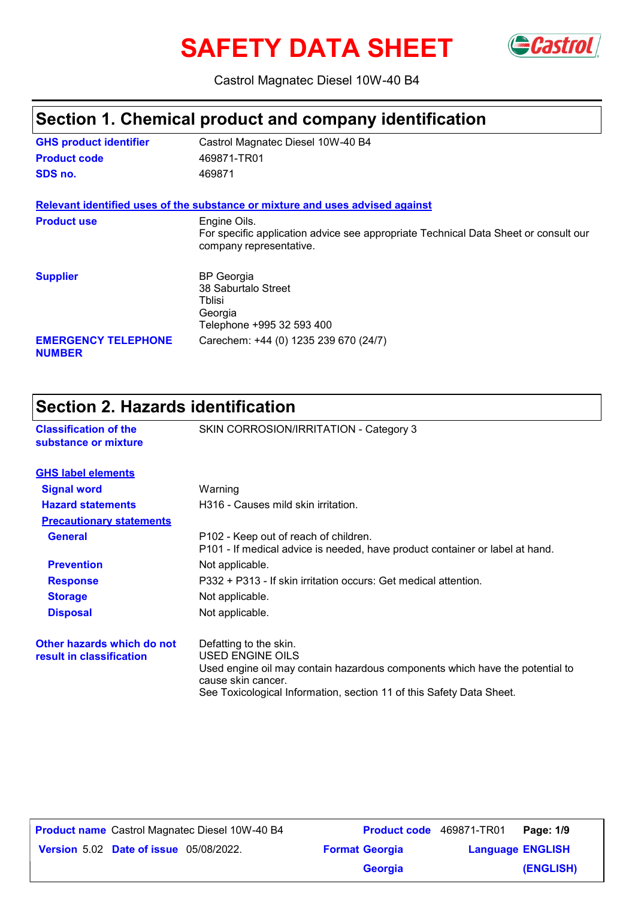# SAFETY DATA SHEET

Castrol Magnatec Diesel 10W-40 B4

## Section 1. Chemical product and company identification

| | |
|---|---|
| **GHS product identifier** | Castrol Magnatec Diesel 10W-40 B4 |
| **Product code** | 469871-TR01 |
| **SDS no.** | 469871 |

**Relevant identified uses of the substance or mixture and uses advised against**

| | |
|---|---|
| **Product use** | Engine Oils.<br>For specific application advice see appropriate Technical Data Sheet or consult our company representative. |
| **Supplier** | BP Georgia<br>38 Saburtalo Street<br>Tblisi<br>Georgia<br>Telephone +995 32 593 400 |
| **EMERGENCY TELEPHONE NUMBER** | Carechem: +44 (0) 1235 239 670 (24/7) |

## Section 2. Hazards identification

| | |
|---|---|
| **Classification of the substance or mixture** | SKIN CORROSION/IRRITATION - Category 3 |

**GHS label elements**

| | |
|---|---|
| **Signal word** | Warning |
| **Hazard statements** | H316 - Causes mild skin irritation. |

**Precautionary statements**

| | |
|---|---|
| **General** | P102 - Keep out of reach of children.<br>P101 - If medical advice is needed, have product container or label at hand. |
| **Prevention** | Not applicable. |
| **Response** | P332 + P313 - If skin irritation occurs: Get medical attention. |
| **Storage** | Not applicable. |
| **Disposal** | Not applicable. |

| | |
|---|---|
| **Other hazards which do not result in classification** | Defatting to the skin.<br>USED ENGINE OILS<br>Used engine oil may contain hazardous components which have the potential to cause skin cancer.<br>See Toxicological Information, section 11 of this Safety Data Sheet. |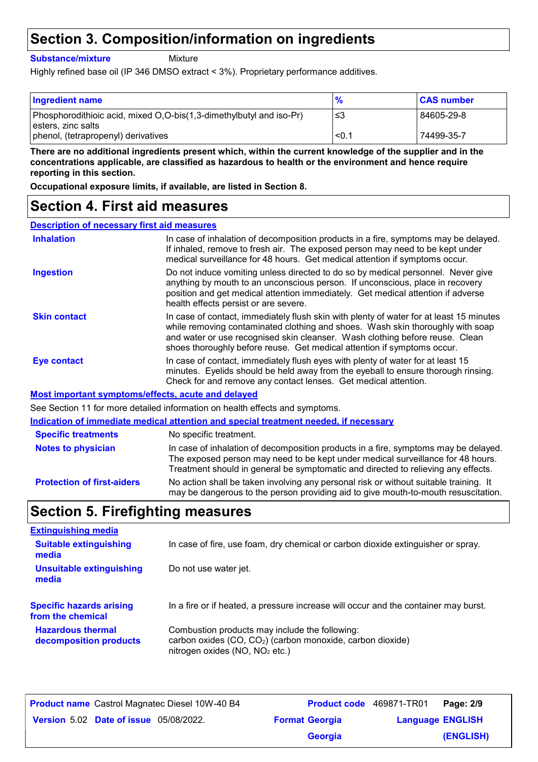## Section 3. Composition/information on ingredients

**Substance/mixture** Mixture

Highly refined base oil (IP 346 DMSO extract < 3%). Proprietary performance additives.

| Ingredient name | % | CAS number |
|---|---|---|
| Phosphorodithioic acid, mixed O,O-bis(1,3-dimethylbutyl and iso-Pr) esters, zinc salts | ≤3 | 84605-29-8 |
| phenol, (tetrapropenyl) derivatives | <0.1 | 74499-35-7 |

**There are no additional ingredients present which, within the current knowledge of the supplier and in the concentrations applicable, are classified as hazardous to health or the environment and hence require reporting in this section.**

**Occupational exposure limits, if available, are listed in Section 8.**

## Section 4. First aid measures

### Description of necessary first aid measures

**Inhalation**
In case of inhalation of decomposition products in a fire, symptoms may be delayed. If inhaled, remove to fresh air. The exposed person may need to be kept under medical surveillance for 48 hours. Get medical attention if symptoms occur.

**Ingestion**
Do not induce vomiting unless directed to do so by medical personnel. Never give anything by mouth to an unconscious person. If unconscious, place in recovery position and get medical attention immediately. Get medical attention if adverse health effects persist or are severe.

**Skin contact**
In case of contact, immediately flush skin with plenty of water for at least 15 minutes while removing contaminated clothing and shoes. Wash skin thoroughly with soap and water or use recognised skin cleanser. Wash clothing before reuse. Clean shoes thoroughly before reuse. Get medical attention if symptoms occur.

**Eye contact**
In case of contact, immediately flush eyes with plenty of water for at least 15 minutes. Eyelids should be held away from the eyeball to ensure thorough rinsing. Check for and remove any contact lenses. Get medical attention.

### Most important symptoms/effects, acute and delayed

See Section 11 for more detailed information on health effects and symptoms.

### Indication of immediate medical attention and special treatment needed, if necessary

**Specific treatments**
No specific treatment.

**Notes to physician**
In case of inhalation of decomposition products in a fire, symptoms may be delayed. The exposed person may need to be kept under medical surveillance for 48 hours. Treatment should in general be symptomatic and directed to relieving any effects.

**Protection of first-aiders**
No action shall be taken involving any personal risk or without suitable training. It may be dangerous to the person providing aid to give mouth-to-mouth resuscitation.

## Section 5. Firefighting measures

### Extinguishing media

**Suitable extinguishing media**
In case of fire, use foam, dry chemical or carbon dioxide extinguisher or spray.

**Unsuitable extinguishing media**
Do not use water jet.

**Specific hazards arising from the chemical**
In a fire or if heated, a pressure increase will occur and the container may burst.

**Hazardous thermal decomposition products**
Combustion products may include the following:
carbon oxides ($CO$, $CO_2$) (carbon monoxide, carbon dioxide)
nitrogen oxides ($NO$, $NO_2$ etc.)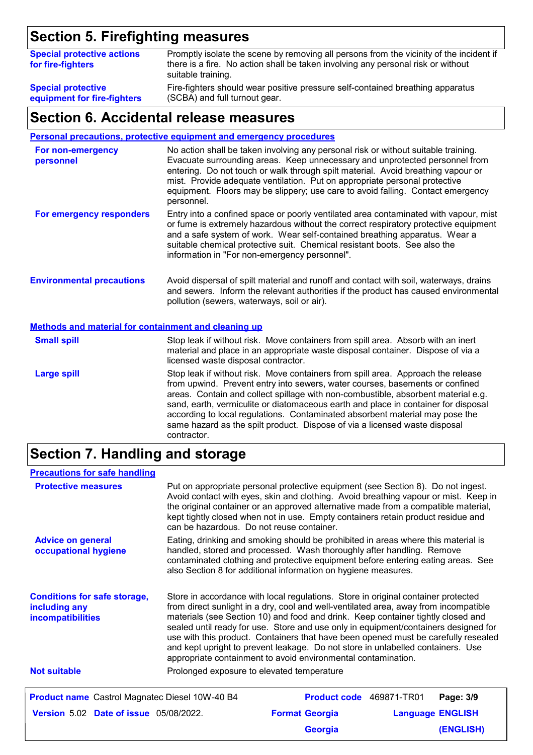## Section 5. Firefighting measures

| | |
|---|---|
| **Special protective actions for fire-fighters** | Promptly isolate the scene by removing all persons from the vicinity of the incident if there is a fire. No action shall be taken involving any personal risk or without suitable training. |
| **Special protective equipment for fire-fighters** | Fire-fighters should wear positive pressure self-contained breathing apparatus (SCBA) and full turnout gear. |

## Section 6. Accidental release measures

### Personal precautions, protective equipment and emergency procedures

| | |
|---|---|
| **For non-emergency personnel** | No action shall be taken involving any personal risk or without suitable training. Evacuate surrounding areas. Keep unnecessary and unprotected personnel from entering. Do not touch or walk through spilt material. Avoid breathing vapour or mist. Provide adequate ventilation. Put on appropriate personal protective equipment. Floors may be slippery; use care to avoid falling. Contact emergency personnel. |
| **For emergency responders** | Entry into a confined space or poorly ventilated area contaminated with vapour, mist or fume is extremely hazardous without the correct respiratory protective equipment and a safe system of work. Wear self-contained breathing apparatus. Wear a suitable chemical protective suit. Chemical resistant boots. See also the information in "For non-emergency personnel". |
| **Environmental precautions** | Avoid dispersal of spilt material and runoff and contact with soil, waterways, drains and sewers. Inform the relevant authorities if the product has caused environmental pollution (sewers, waterways, soil or air). |

### Methods and material for containment and cleaning up

| | |
|---|---|
| **Small spill** | Stop leak if without risk. Move containers from spill area. Absorb with an inert material and place in an appropriate waste disposal container. Dispose of via a licensed waste disposal contractor. |
| **Large spill** | Stop leak if without risk. Move containers from spill area. Approach the release from upwind. Prevent entry into sewers, water courses, basements or confined areas. Contain and collect spillage with non-combustible, absorbent material e.g. sand, earth, vermiculite or diatomaceous earth and place in container for disposal according to local regulations. Contaminated absorbent material may pose the same hazard as the spilt product. Dispose of via a licensed waste disposal contractor. |

## Section 7. Handling and storage

### Precautions for safe handling

| | |
|---|---|
| **Protective measures** | Put on appropriate personal protective equipment (see Section 8). Do not ingest. Avoid contact with eyes, skin and clothing. Avoid breathing vapour or mist. Keep in the original container or an approved alternative made from a compatible material, kept tightly closed when not in use. Empty containers retain product residue and can be hazardous. Do not reuse container. |
| **Advice on general occupational hygiene** | Eating, drinking and smoking should be prohibited in areas where this material is handled, stored and processed. Wash thoroughly after handling. Remove contaminated clothing and protective equipment before entering eating areas. See also Section 8 for additional information on hygiene measures. |
| **Conditions for safe storage, including any incompatibilities** | Store in accordance with local regulations. Store in original container protected from direct sunlight in a dry, cool and well-ventilated area, away from incompatible materials (see Section 10) and food and drink. Keep container tightly closed and sealed until ready for use. Store and use only in equipment/containers designed for use with this product. Containers that have been opened must be carefully resealed and kept upright to prevent leakage. Do not store in unlabelled containers. Use appropriate containment to avoid environmental contamination. |
| **Not suitable** | Prolonged exposure to elevated temperature |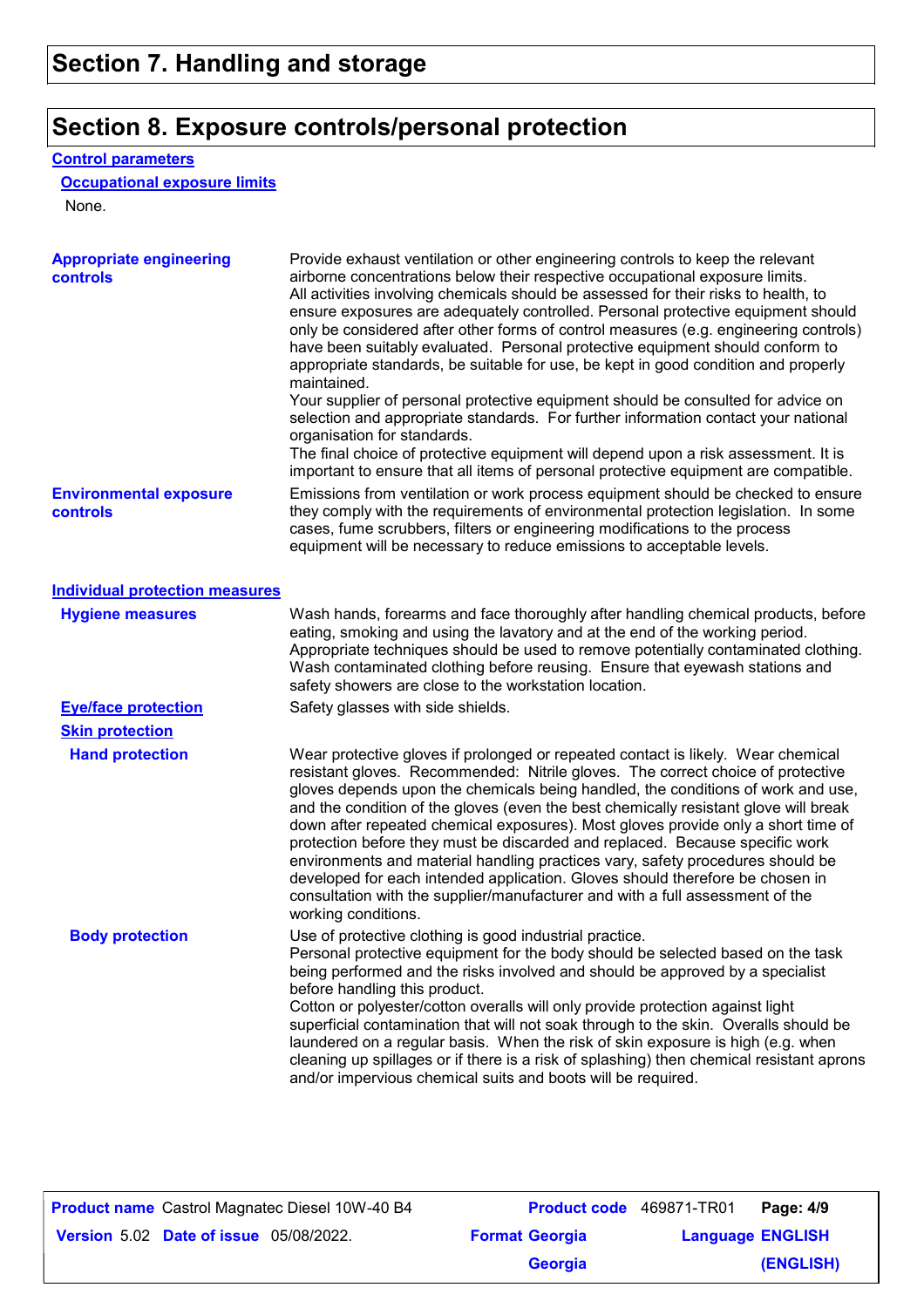## Section 7. Handling and storage

## Section 8. Exposure controls/personal protection

### Control parameters

#### Occupational exposure limits

None.

**Appropriate engineering controls**

Provide exhaust ventilation or other engineering controls to keep the relevant airborne concentrations below their respective occupational exposure limits.
All activities involving chemicals should be assessed for their risks to health, to ensure exposures are adequately controlled. Personal protective equipment should only be considered after other forms of control measures (e.g. engineering controls) have been suitably evaluated. Personal protective equipment should conform to appropriate standards, be suitable for use, be kept in good condition and properly maintained.
Your supplier of personal protective equipment should be consulted for advice on selection and appropriate standards. For further information contact your national organisation for standards.
The final choice of protective equipment will depend upon a risk assessment. It is important to ensure that all items of personal protective equipment are compatible.

**Environmental exposure controls**

Emissions from ventilation or work process equipment should be checked to ensure they comply with the requirements of environmental protection legislation. In some cases, fume scrubbers, filters or engineering modifications to the process equipment will be necessary to reduce emissions to acceptable levels.

### Individual protection measures

**Hygiene measures**

Wash hands, forearms and face thoroughly after handling chemical products, before eating, smoking and using the lavatory and at the end of the working period. Appropriate techniques should be used to remove potentially contaminated clothing. Wash contaminated clothing before reusing. Ensure that eyewash stations and safety showers are close to the workstation location.

**Eye/face protection**

Safety glasses with side shields.

**Skin protection**

**Hand protection**

Wear protective gloves if prolonged or repeated contact is likely. Wear chemical resistant gloves. Recommended: Nitrile gloves. The correct choice of protective gloves depends upon the chemicals being handled, the conditions of work and use, and the condition of the gloves (even the best chemically resistant glove will break down after repeated chemical exposures). Most gloves provide only a short time of protection before they must be discarded and replaced. Because specific work environments and material handling practices vary, safety procedures should be developed for each intended application. Gloves should therefore be chosen in consultation with the supplier/manufacturer and with a full assessment of the working conditions.

**Body protection**

Use of protective clothing is good industrial practice.
Personal protective equipment for the body should be selected based on the task being performed and the risks involved and should be approved by a specialist before handling this product.
Cotton or polyester/cotton overalls will only provide protection against light superficial contamination that will not soak through to the skin. Overalls should be laundered on a regular basis. When the risk of skin exposure is high (e.g. when cleaning up spillages or if there is a risk of splashing) then chemical resistant aprons and/or impervious chemical suits and boots will be required.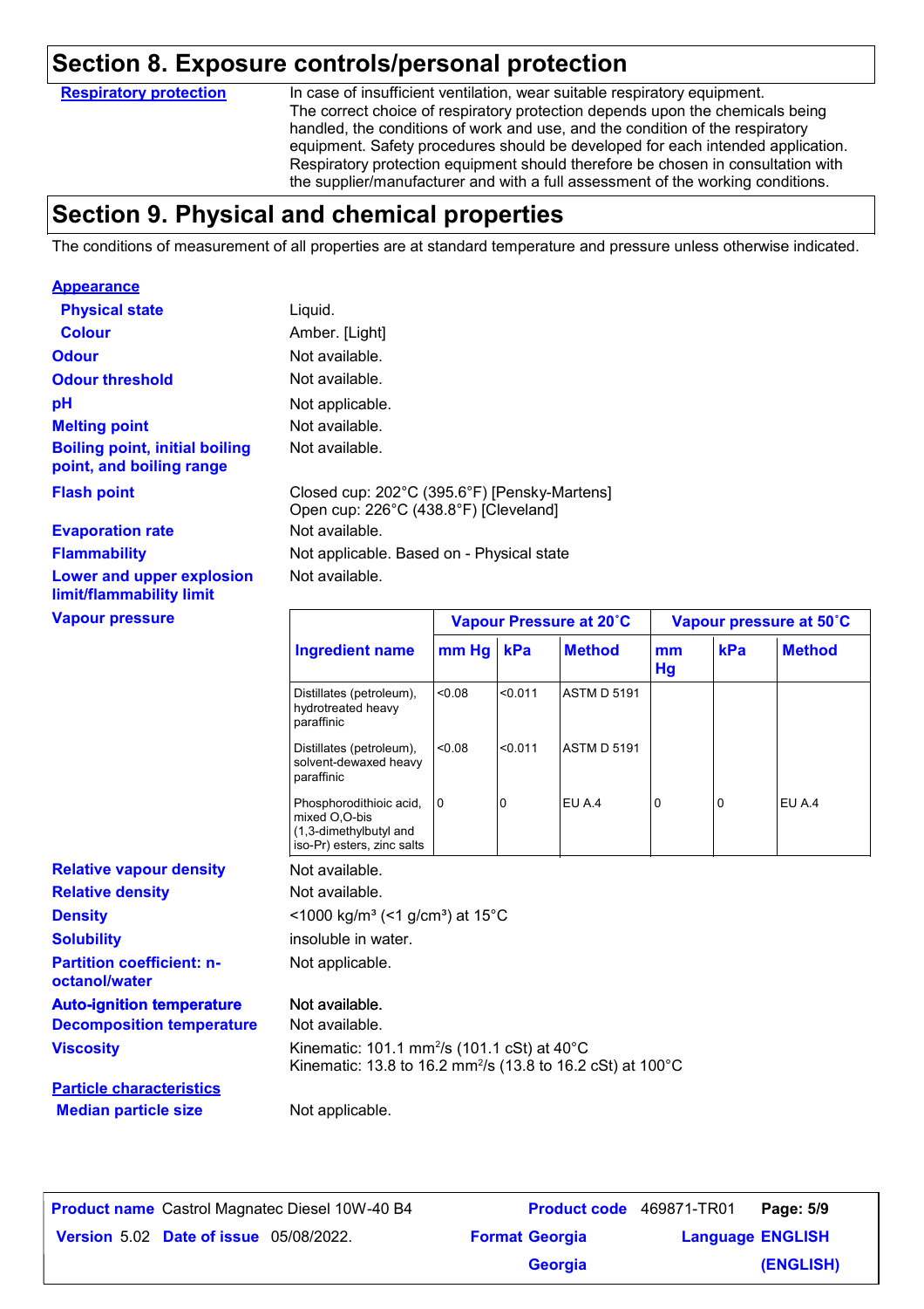## Section 8. Exposure controls/personal protection

**Respiratory protection**

In case of insufficient ventilation, wear suitable respiratory equipment. The correct choice of respiratory protection depends upon the chemicals being handled, the conditions of work and use, and the condition of the respiratory equipment. Safety procedures should be developed for each intended application. Respiratory protection equipment should therefore be chosen in consultation with the supplier/manufacturer and with a full assessment of the working conditions.

## Section 9. Physical and chemical properties

The conditions of measurement of all properties are at standard temperature and pressure unless otherwise indicated.

**Appearance**

**Physical state**: Liquid.

**Colour**: Amber. [Light]

**Odour**: Not available.

**Odour threshold**: Not available.

**pH**: Not applicable.

**Melting point**: Not available.

**Boiling point, initial boiling point, and boiling range**: Not available.

**Flash point**: Closed cup: 202°C (395.6°F) [Pensky-Martens]
Open cup: 226°C (438.8°F) [Cleveland]

**Evaporation rate**: Not available.

**Flammability**: Not applicable. Based on - Physical state

**Lower and upper explosion limit/flammability limit**: Not available.

**Vapour pressure**

| Ingredient name | Vapour Pressure at 20˚C | | | Vapour pressure at 50˚C | | |
|---|---|---|---|---|---|---|
| | mm Hg | kPa | Method | mm Hg | kPa | Method |
| Distillates (petroleum), hydrotreated heavy paraffinic | <0.08 | <0.011 | ASTM D 5191 | | | |
| Distillates (petroleum), solvent-dewaxed heavy paraffinic | <0.08 | <0.011 | ASTM D 5191 | | | |
| Phosphorodithioic acid, mixed O,O-bis (1,3-dimethylbutyl and iso-Pr) esters, zinc salts | 0 | 0 | EU A.4 | 0 | 0 | EU A.4 |

**Relative vapour density**: Not available.

**Relative density**: Not available.

**Density**: <1000 kg/m³ (<1 g/cm³) at 15°C

**Solubility**: insoluble in water.

**Partition coefficient: n-octanol/water**: Not applicable.

**Auto-ignition temperature**: Not available.

**Decomposition temperature**: Not available.

**Viscosity**: Kinematic: 101.1 mm²/s (101.1 cSt) at 40°C
Kinematic: 13.8 to 16.2 mm²/s (13.8 to 16.2 cSt) at 100°C

**Particle characteristics**

**Median particle size**: Not applicable.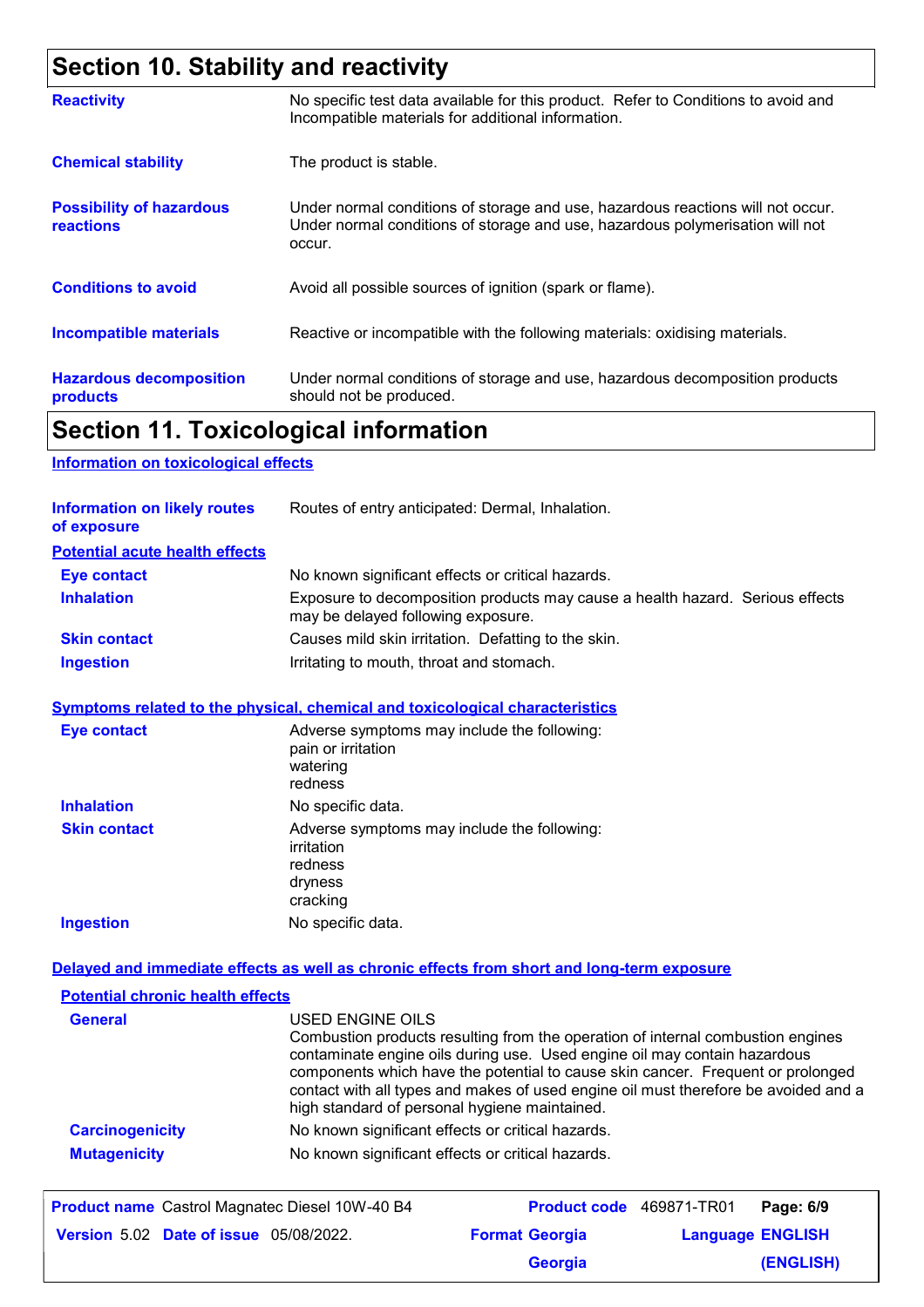## Section 10. Stability and reactivity

| | |
|---|---|
| **Reactivity** | No specific test data available for this product. Refer to Conditions to avoid and Incompatible materials for additional information. |
| **Chemical stability** | The product is stable. |
| **Possibility of hazardous reactions** | Under normal conditions of storage and use, hazardous reactions will not occur. Under normal conditions of storage and use, hazardous polymerisation will not occur. |
| **Conditions to avoid** | Avoid all possible sources of ignition (spark or flame). |
| **Incompatible materials** | Reactive or incompatible with the following materials: oxidising materials. |
| **Hazardous decomposition products** | Under normal conditions of storage and use, hazardous decomposition products should not be produced. |

## Section 11. Toxicological information

### Information on toxicological effects

**Information on likely routes of exposure**: Routes of entry anticipated: Dermal, Inhalation.

#### Potential acute health effects

| | |
|---|---|
| **Eye contact** | No known significant effects or critical hazards. |
| **Inhalation** | Exposure to decomposition products may cause a health hazard. Serious effects may be delayed following exposure. |
| **Skin contact** | Causes mild skin irritation. Defatting to the skin. |
| **Ingestion** | Irritating to mouth, throat and stomach. |

#### Symptoms related to the physical, chemical and toxicological characteristics

| | |
|---|---|
| **Eye contact** | Adverse symptoms may include the following:<br>pain or irritation<br>watering<br>redness |
| **Inhalation** | No specific data. |
| **Skin contact** | Adverse symptoms may include the following:<br>irritation<br>redness<br>dryness<br>cracking |
| **Ingestion** | No specific data. |

#### Delayed and immediate effects as well as chronic effects from short and long-term exposure

**Potential chronic health effects**

| | |
|---|---|
| **General** | USED ENGINE OILS<br>Combustion products resulting from the operation of internal combustion engines contaminate engine oils during use. Used engine oil may contain hazardous components which have the potential to cause skin cancer. Frequent or prolonged contact with all types and makes of used engine oil must therefore be avoided and a high standard of personal hygiene maintained. |
| **Carcinogenicity** | No known significant effects or critical hazards. |
| **Mutagenicity** | No known significant effects or critical hazards. |

**Product name** Castrol Magnatec Diesel 10W-40 B4 | **Product code** 469871-TR01 | **Version** 5.02 | **Date of issue** 05/08/2022. | **Format** Georgia Georgia | **Language** ENGLISH (ENGLISH)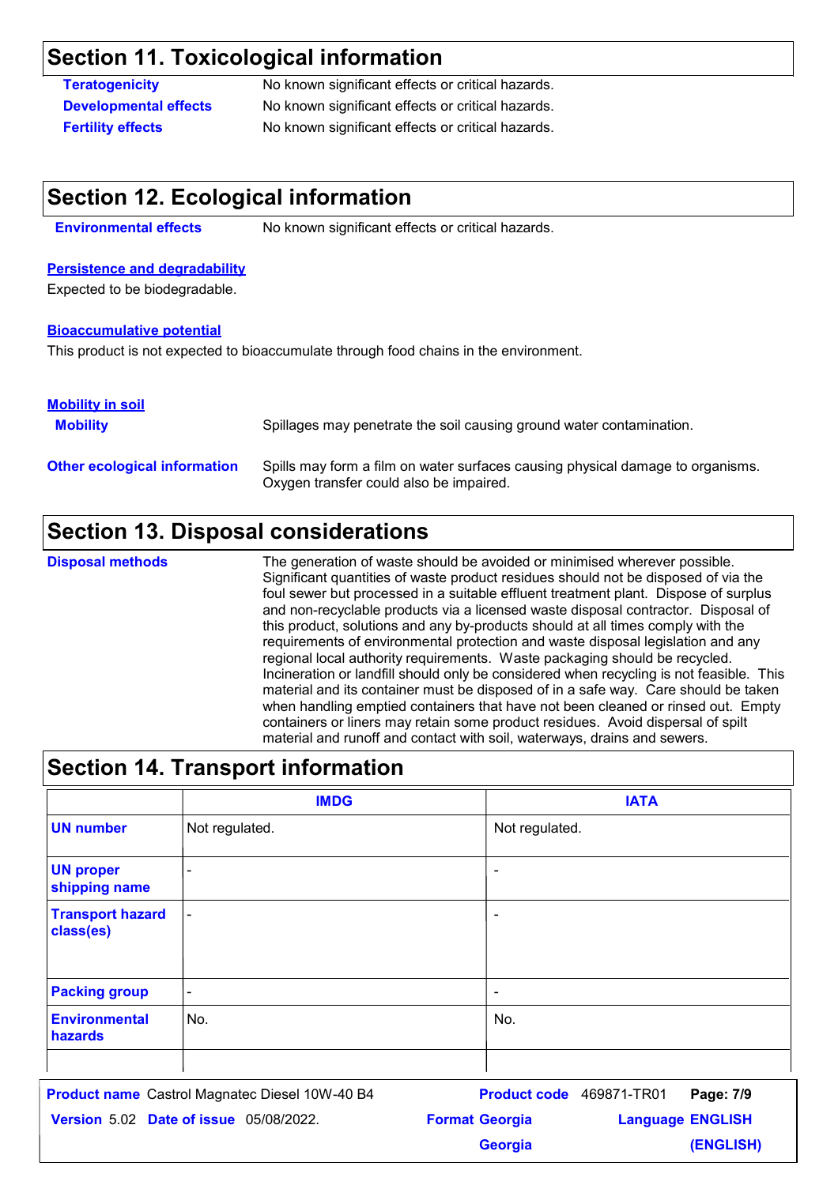## Section 11. Toxicological information

**Teratogenicity** No known significant effects or critical hazards.

**Developmental effects** No known significant effects or critical hazards.

**Fertility effects** No known significant effects or critical hazards.

## Section 12. Ecological information

**Environmental effects** No known significant effects or critical hazards.

**Persistence and degradability**

Expected to be biodegradable.

**Bioaccumulative potential**

This product is not expected to bioaccumulate through food chains in the environment.

**Mobility in soil**

**Mobility** Spillages may penetrate the soil causing ground water contamination.

**Other ecological information** Spills may form a film on water surfaces causing physical damage to organisms. Oxygen transfer could also be impaired.

## Section 13. Disposal considerations

**Disposal methods** The generation of waste should be avoided or minimised wherever possible. Significant quantities of waste product residues should not be disposed of via the foul sewer but processed in a suitable effluent treatment plant. Dispose of surplus and non-recyclable products via a licensed waste disposal contractor. Disposal of this product, solutions and any by-products should at all times comply with the requirements of environmental protection and waste disposal legislation and any regional local authority requirements. Waste packaging should be recycled. Incineration or landfill should only be considered when recycling is not feasible. This material and its container must be disposed of in a safe way. Care should be taken when handling emptied containers that have not been cleaned or rinsed out. Empty containers or liners may retain some product residues. Avoid dispersal of spilt material and runoff and contact with soil, waterways, drains and sewers.

## Section 14. Transport information

| | IMDG | IATA |
|---|---|---|
| **UN number** | Not regulated. | Not regulated. |
| **UN proper shipping name** | - | - |
| **Transport hazard class(es)** | - | - |
| **Packing group** | - | - |
| **Environmental hazards** | No. | No. |
| | | |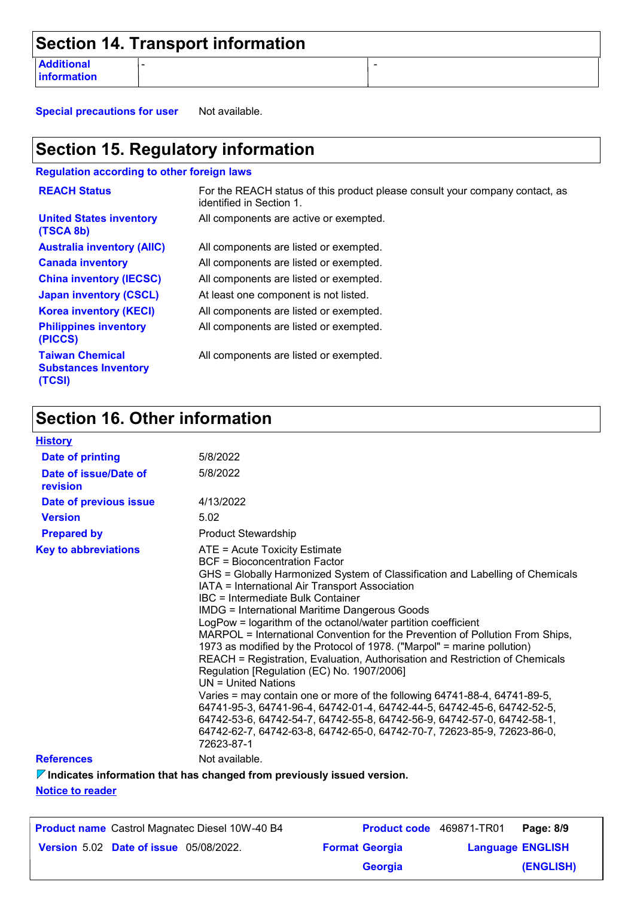## Section 14. Transport information

| Additional information | - | - |
| --- | --- | --- |

**Special precautions for user** Not available.

## Section 15. Regulatory information

**Regulation according to other foreign laws**

| | |
| --- | --- |
| **REACH Status** | For the REACH status of this product please consult your company contact, as identified in Section 1. |
| **United States inventory (TSCA 8b)** | All components are active or exempted. |
| **Australia inventory (AIIC)** | All components are listed or exempted. |
| **Canada inventory** | All components are listed or exempted. |
| **China inventory (IECSC)** | All components are listed or exempted. |
| **Japan inventory (CSCL)** | At least one component is not listed. |
| **Korea inventory (KECI)** | All components are listed or exempted. |
| **Philippines inventory (PICCS)** | All components are listed or exempted. |
| **Taiwan Chemical Substances Inventory (TCSI)** | All components are listed or exempted. |

## Section 16. Other information

**History**

| | |
| --- | --- |
| **Date of printing** | 5/8/2022 |
| **Date of issue/Date of revision** | 5/8/2022 |
| **Date of previous issue** | 4/13/2022 |
| **Version** | 5.02 |
| **Prepared by** | Product Stewardship |

**Key to abbreviations**

ATE = Acute Toxicity Estimate
BCF = Bioconcentration Factor
GHS = Globally Harmonized System of Classification and Labelling of Chemicals
IATA = International Air Transport Association
IBC = Intermediate Bulk Container
IMDG = International Maritime Dangerous Goods
LogPow = logarithm of the octanol/water partition coefficient
MARPOL = International Convention for the Prevention of Pollution From Ships, 1973 as modified by the Protocol of 1978. ("Marpol" = marine pollution)
REACH = Registration, Evaluation, Authorisation and Restriction of Chemicals Regulation [Regulation (EC) No. 1907/2006]
UN = United Nations
Varies = may contain one or more of the following 64741-88-4, 64741-89-5, 64741-95-3, 64741-96-4, 64742-01-4, 64742-44-5, 64742-45-6, 64742-52-5, 64742-53-6, 64742-54-7, 64742-55-8, 64742-56-9, 64742-57-0, 64742-58-1, 64742-62-7, 64742-63-8, 64742-65-0, 64742-70-7, 72623-85-9, 72623-86-0, 72623-87-1

**References** Not available.

**Indicates information that has changed from previously issued version.**

**Notice to reader**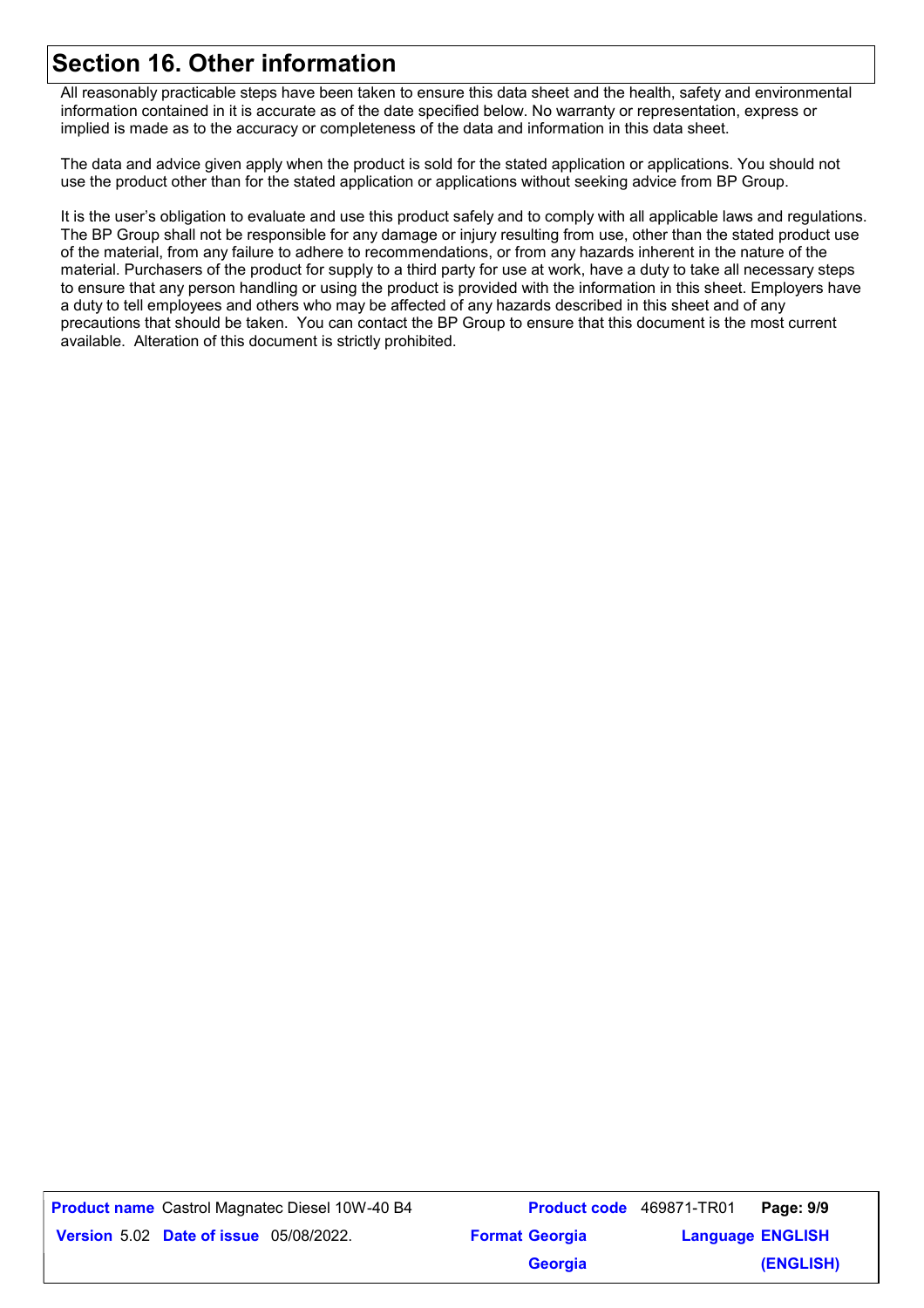## Section 16. Other information

All reasonably practicable steps have been taken to ensure this data sheet and the health, safety and environmental information contained in it is accurate as of the date specified below. No warranty or representation, express or implied is made as to the accuracy or completeness of the data and information in this data sheet.

The data and advice given apply when the product is sold for the stated application or applications. You should not use the product other than for the stated application or applications without seeking advice from BP Group.

It is the user's obligation to evaluate and use this product safely and to comply with all applicable laws and regulations. The BP Group shall not be responsible for any damage or injury resulting from use, other than the stated product use of the material, from any failure to adhere to recommendations, or from any hazards inherent in the nature of the material. Purchasers of the product for supply to a third party for use at work, have a duty to take all necessary steps to ensure that any person handling or using the product is provided with the information in this sheet. Employers have a duty to tell employees and others who may be affected of any hazards described in this sheet and of any precautions that should be taken. You can contact the BP Group to ensure that this document is the most current available. Alteration of this document is strictly prohibited.